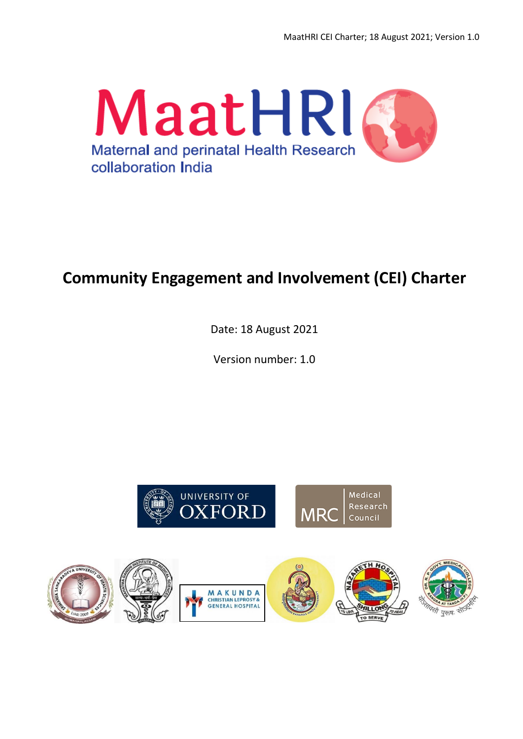# MaatHRI

Maternal and perinatal Health Research collaboration India

# Community Engagement and Involvement (CEI) Charter

Date: 18 August 2021

Version number: 1.0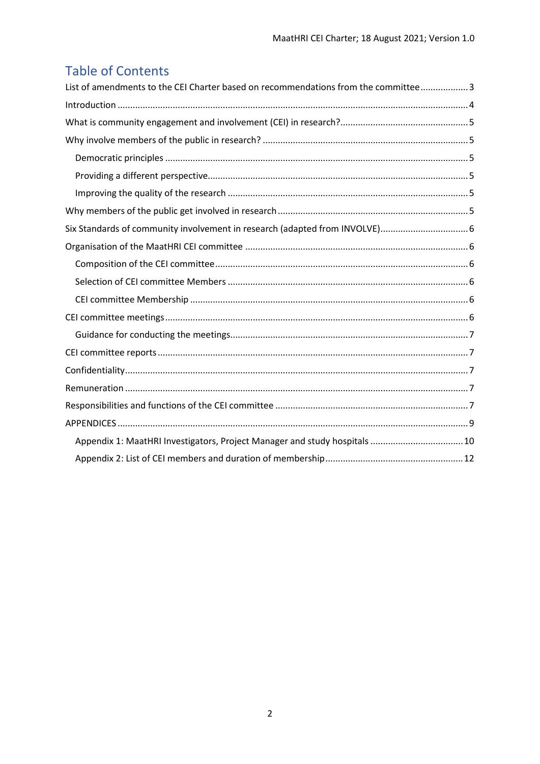# Table of Contents

List of amendments to the CEI Charter based on recommendations from the committee ... 3

Introduction ... 4

What is community engagement and involvement (CEI) in research? ... 5

Why involve members of the public in research? ... 5

- Democratic principles ... 5
- Providing a different perspective ... 5
- Improving the quality of the research ... 5

Why members of the public get involved in research ... 5

Six Standards of community involvement in research (adapted from INVOLVE) ... 6

Organisation of the MaatHRI CEI committee ... 6

- Composition of the CEI committee ... 6
- Selection of CEI committee Members ... 6
- CEI committee Membership ... 6

CEI committee meetings ... 6

- Guidance for conducting the meetings ... 7

CEI committee reports ... 7

Confidentiality ... 7

Remuneration ... 7

Responsibilities and functions of the CEI committee ... 7

APPENDICES ... 9

- Appendix 1: MaatHRI Investigators, Project Manager and study hospitals ... 10
- Appendix 2: List of CEI members and duration of membership ... 12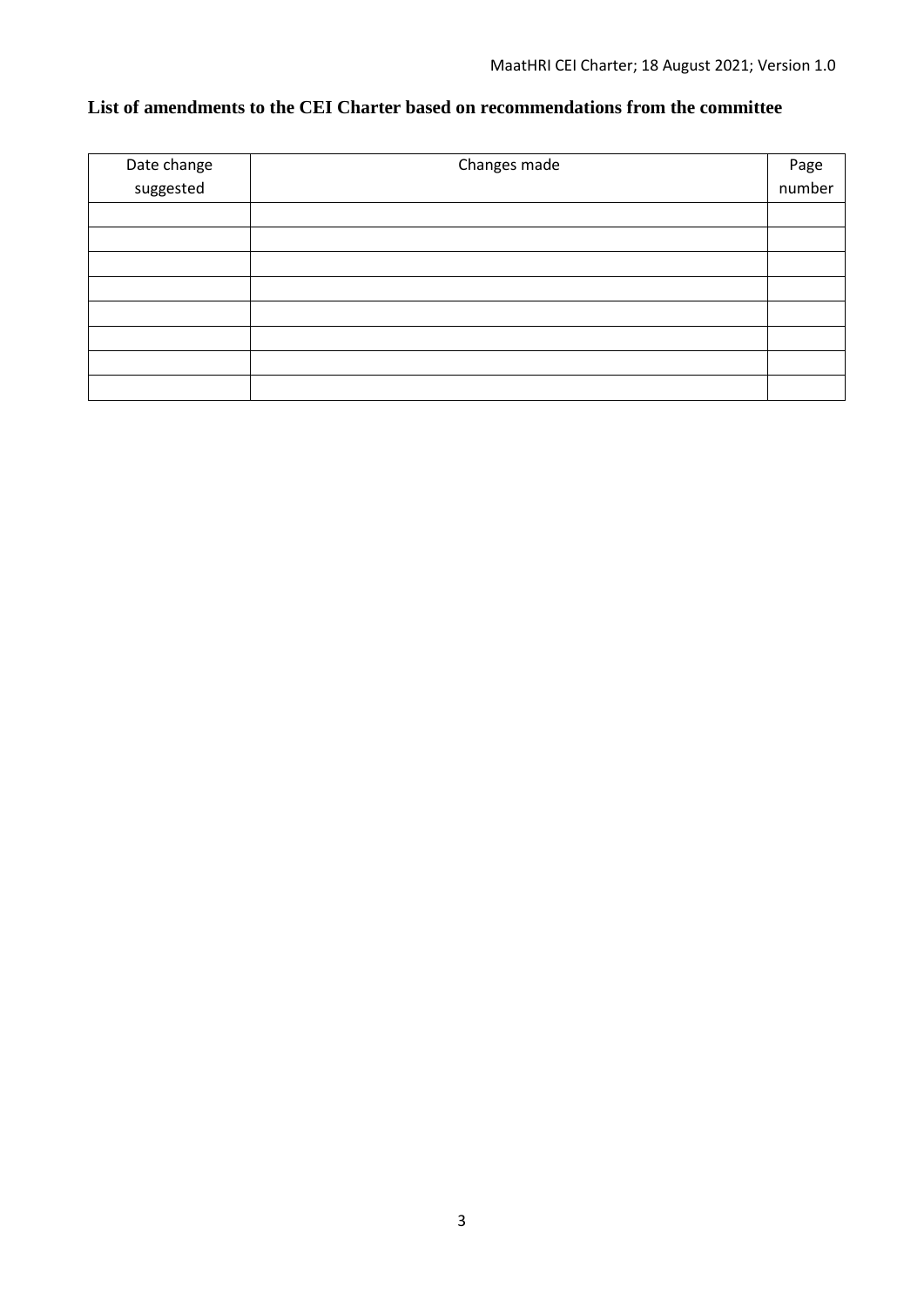## List of amendments to the CEI Charter based on recommendations from the committee

| Date change suggested | Changes made | Page number |
|---|---|---|
| | | |
| | | |
| | | |
| | | |
| | | |
| | | |
| | | |
| | | |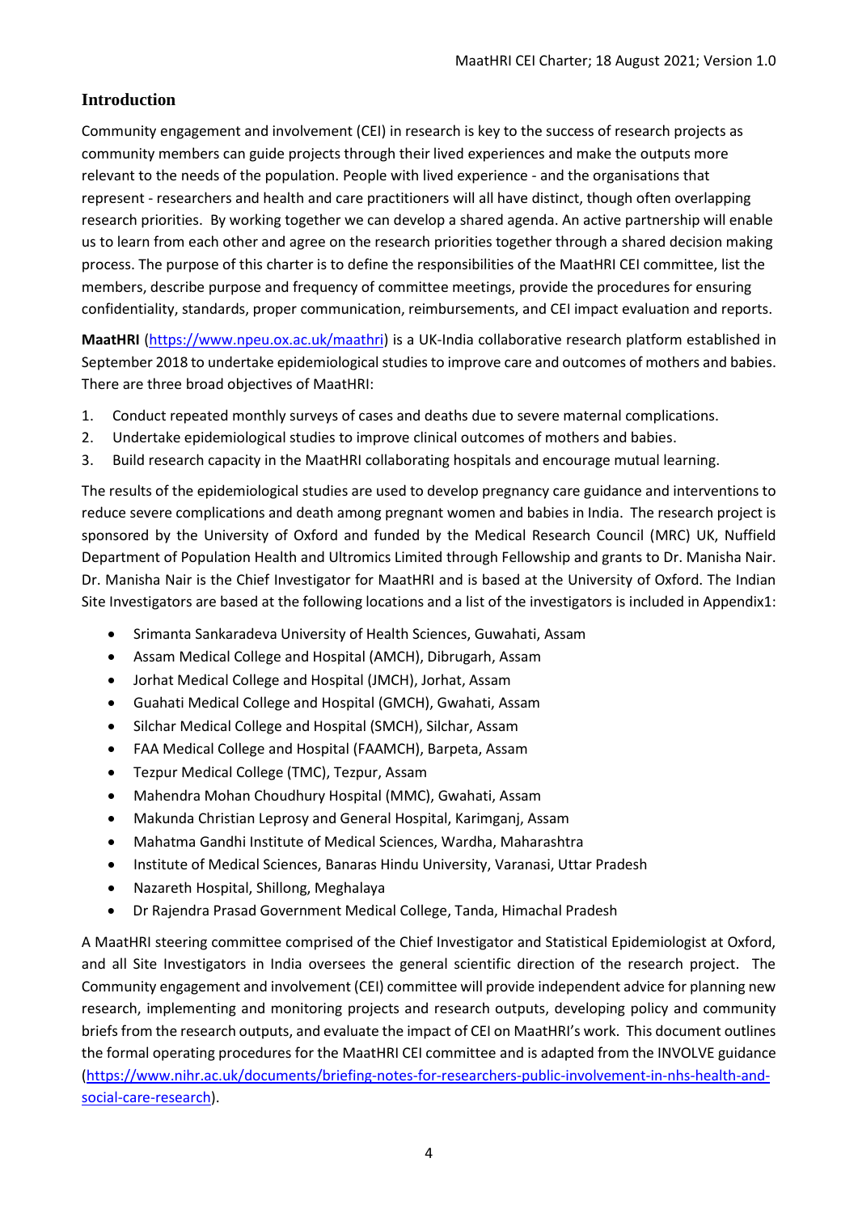## Introduction

Community engagement and involvement (CEI) in research is key to the success of research projects as community members can guide projects through their lived experiences and make the outputs more relevant to the needs of the population. People with lived experience - and the organisations that represent - researchers and health and care practitioners will all have distinct, though often overlapping research priorities. By working together we can develop a shared agenda. An active partnership will enable us to learn from each other and agree on the research priorities together through a shared decision making process. The purpose of this charter is to define the responsibilities of the MaatHRI CEI committee, list the members, describe purpose and frequency of committee meetings, provide the procedures for ensuring confidentiality, standards, proper communication, reimbursements, and CEI impact evaluation and reports.

**MaatHRI** (https://www.npeu.ox.ac.uk/maathri) is a UK-India collaborative research platform established in September 2018 to undertake epidemiological studies to improve care and outcomes of mothers and babies. There are three broad objectives of MaatHRI:

1. Conduct repeated monthly surveys of cases and deaths due to severe maternal complications.
2. Undertake epidemiological studies to improve clinical outcomes of mothers and babies.
3. Build research capacity in the MaatHRI collaborating hospitals and encourage mutual learning.

The results of the epidemiological studies are used to develop pregnancy care guidance and interventions to reduce severe complications and death among pregnant women and babies in India. The research project is sponsored by the University of Oxford and funded by the Medical Research Council (MRC) UK, Nuffield Department of Population Health and Ultromics Limited through Fellowship and grants to Dr. Manisha Nair. Dr. Manisha Nair is the Chief Investigator for MaatHRI and is based at the University of Oxford. The Indian Site Investigators are based at the following locations and a list of the investigators is included in Appendix1:

- Srimanta Sankaradeva University of Health Sciences, Guwahati, Assam
- Assam Medical College and Hospital (AMCH), Dibrugarh, Assam
- Jorhat Medical College and Hospital (JMCH), Jorhat, Assam
- Guahati Medical College and Hospital (GMCH), Gwahati, Assam
- Silchar Medical College and Hospital (SMCH), Silchar, Assam
- FAA Medical College and Hospital (FAAMCH), Barpeta, Assam
- Tezpur Medical College (TMC), Tezpur, Assam
- Mahendra Mohan Choudhury Hospital (MMC), Gwahati, Assam
- Makunda Christian Leprosy and General Hospital, Karimganj, Assam
- Mahatma Gandhi Institute of Medical Sciences, Wardha, Maharashtra
- Institute of Medical Sciences, Banaras Hindu University, Varanasi, Uttar Pradesh
- Nazareth Hospital, Shillong, Meghalaya
- Dr Rajendra Prasad Government Medical College, Tanda, Himachal Pradesh

A MaatHRI steering committee comprised of the Chief Investigator and Statistical Epidemiologist at Oxford, and all Site Investigators in India oversees the general scientific direction of the research project. The Community engagement and involvement (CEI) committee will provide independent advice for planning new research, implementing and monitoring projects and research outputs, developing policy and community briefs from the research outputs, and evaluate the impact of CEI on MaatHRI's work. This document outlines the formal operating procedures for the MaatHRI CEI committee and is adapted from the INVOLVE guidance (https://www.nihr.ac.uk/documents/briefing-notes-for-researchers-public-involvement-in-nhs-health-and-social-care-research).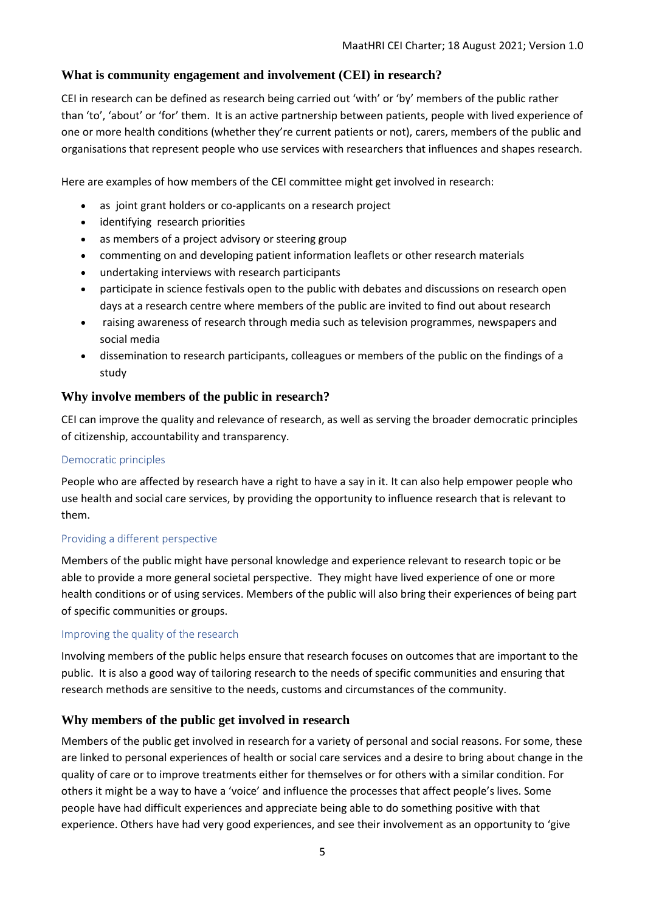## What is community engagement and involvement (CEI) in research?

CEI in research can be defined as research being carried out 'with' or 'by' members of the public rather than 'to', 'about' or 'for' them. It is an active partnership between patients, people with lived experience of one or more health conditions (whether they're current patients or not), carers, members of the public and organisations that represent people who use services with researchers that influences and shapes research.

Here are examples of how members of the CEI committee might get involved in research:

- as joint grant holders or co-applicants on a research project
- identifying research priorities
- as members of a project advisory or steering group
- commenting on and developing patient information leaflets or other research materials
- undertaking interviews with research participants
- participate in science festivals open to the public with debates and discussions on research open days at a research centre where members of the public are invited to find out about research
- raising awareness of research through media such as television programmes, newspapers and social media
- dissemination to research participants, colleagues or members of the public on the findings of a study

## Why involve members of the public in research?

CEI can improve the quality and relevance of research, as well as serving the broader democratic principles of citizenship, accountability and transparency.

### Democratic principles

People who are affected by research have a right to have a say in it. It can also help empower people who use health and social care services, by providing the opportunity to influence research that is relevant to them.

### Providing a different perspective

Members of the public might have personal knowledge and experience relevant to research topic or be able to provide a more general societal perspective. They might have lived experience of one or more health conditions or of using services. Members of the public will also bring their experiences of being part of specific communities or groups.

### Improving the quality of the research

Involving members of the public helps ensure that research focuses on outcomes that are important to the public. It is also a good way of tailoring research to the needs of specific communities and ensuring that research methods are sensitive to the needs, customs and circumstances of the community.

## Why members of the public get involved in research

Members of the public get involved in research for a variety of personal and social reasons. For some, these are linked to personal experiences of health or social care services and a desire to bring about change in the quality of care or to improve treatments either for themselves or for others with a similar condition. For others it might be a way to have a 'voice' and influence the processes that affect people's lives. Some people have had difficult experiences and appreciate being able to do something positive with that experience. Others have had very good experiences, and see their involvement as an opportunity to 'give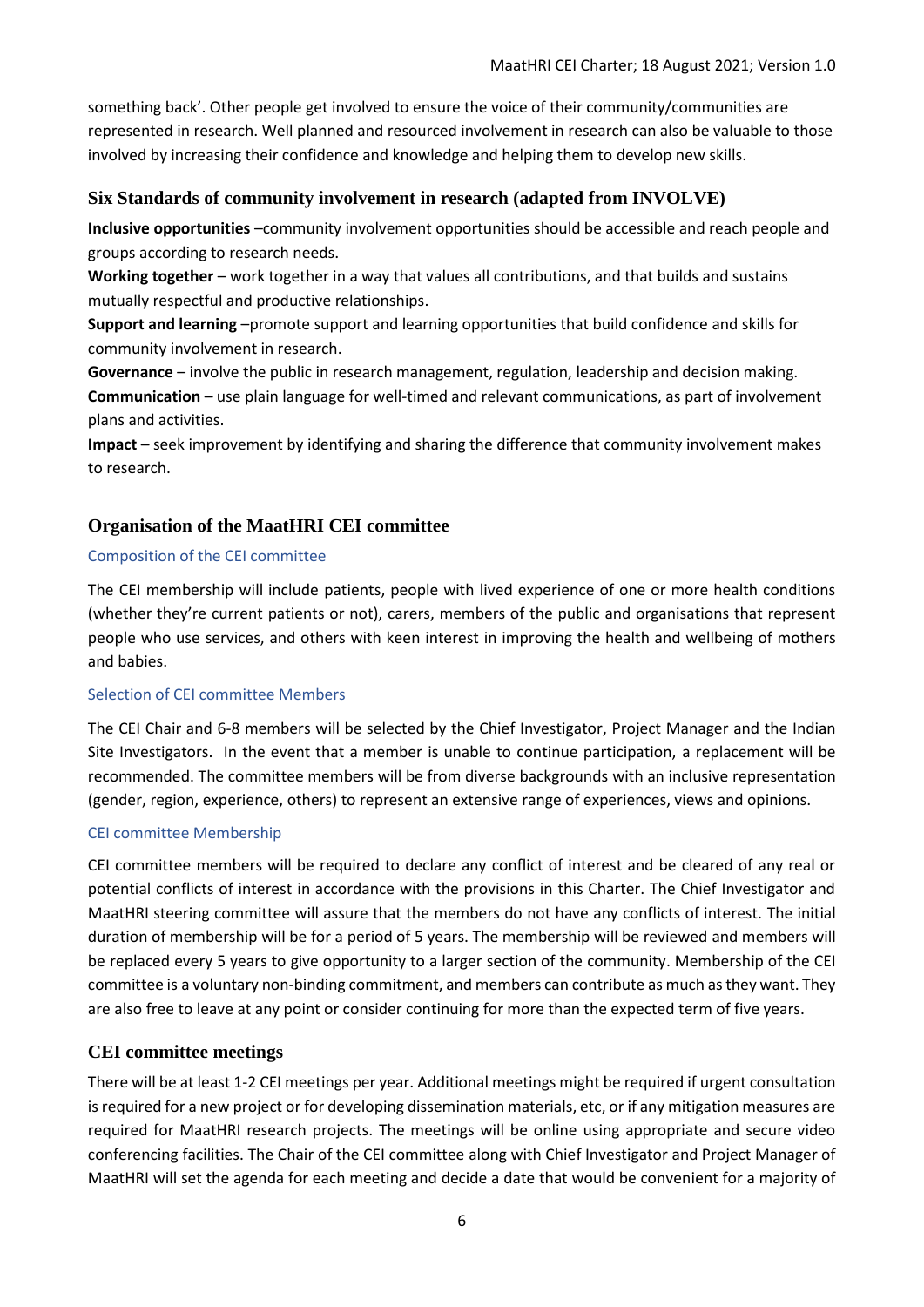something back'. Other people get involved to ensure the voice of their community/communities are represented in research. Well planned and resourced involvement in research can also be valuable to those involved by increasing their confidence and knowledge and helping them to develop new skills.

## Six Standards of community involvement in research (adapted from INVOLVE)

**Inclusive opportunities** –community involvement opportunities should be accessible and reach people and groups according to research needs.

**Working together** – work together in a way that values all contributions, and that builds and sustains mutually respectful and productive relationships.

**Support and learning** –promote support and learning opportunities that build confidence and skills for community involvement in research.

**Governance** – involve the public in research management, regulation, leadership and decision making.

**Communication** – use plain language for well-timed and relevant communications, as part of involvement plans and activities.

**Impact** – seek improvement by identifying and sharing the difference that community involvement makes to research.

## Organisation of the MaatHRI CEI committee

### Composition of the CEI committee

The CEI membership will include patients, people with lived experience of one or more health conditions (whether they're current patients or not), carers, members of the public and organisations that represent people who use services, and others with keen interest in improving the health and wellbeing of mothers and babies.

### Selection of CEI committee Members

The CEI Chair and 6-8 members will be selected by the Chief Investigator, Project Manager and the Indian Site Investigators. In the event that a member is unable to continue participation, a replacement will be recommended. The committee members will be from diverse backgrounds with an inclusive representation (gender, region, experience, others) to represent an extensive range of experiences, views and opinions.

### CEI committee Membership

CEI committee members will be required to declare any conflict of interest and be cleared of any real or potential conflicts of interest in accordance with the provisions in this Charter. The Chief Investigator and MaatHRI steering committee will assure that the members do not have any conflicts of interest. The initial duration of membership will be for a period of 5 years. The membership will be reviewed and members will be replaced every 5 years to give opportunity to a larger section of the community. Membership of the CEI committee is a voluntary non-binding commitment, and members can contribute as much as they want. They are also free to leave at any point or consider continuing for more than the expected term of five years.

## CEI committee meetings

There will be at least 1-2 CEI meetings per year. Additional meetings might be required if urgent consultation is required for a new project or for developing dissemination materials, etc, or if any mitigation measures are required for MaatHRI research projects. The meetings will be online using appropriate and secure video conferencing facilities. The Chair of the CEI committee along with Chief Investigator and Project Manager of MaatHRI will set the agenda for each meeting and decide a date that would be convenient for a majority of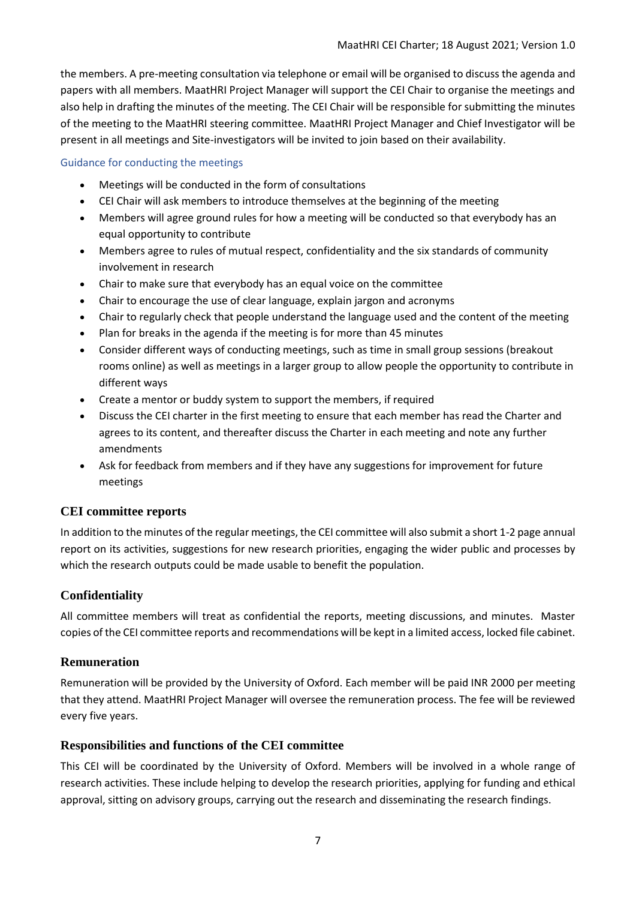the members. A pre-meeting consultation via telephone or email will be organised to discuss the agenda and papers with all members. MaatHRI Project Manager will support the CEI Chair to organise the meetings and also help in drafting the minutes of the meeting. The CEI Chair will be responsible for submitting the minutes of the meeting to the MaatHRI steering committee. MaatHRI Project Manager and Chief Investigator will be present in all meetings and Site-investigators will be invited to join based on their availability.

### Guidance for conducting the meetings

- Meetings will be conducted in the form of consultations
- CEI Chair will ask members to introduce themselves at the beginning of the meeting
- Members will agree ground rules for how a meeting will be conducted so that everybody has an equal opportunity to contribute
- Members agree to rules of mutual respect, confidentiality and the six standards of community involvement in research
- Chair to make sure that everybody has an equal voice on the committee
- Chair to encourage the use of clear language, explain jargon and acronyms
- Chair to regularly check that people understand the language used and the content of the meeting
- Plan for breaks in the agenda if the meeting is for more than 45 minutes
- Consider different ways of conducting meetings, such as time in small group sessions (breakout rooms online) as well as meetings in a larger group to allow people the opportunity to contribute in different ways
- Create a mentor or buddy system to support the members, if required
- Discuss the CEI charter in the first meeting to ensure that each member has read the Charter and agrees to its content, and thereafter discuss the Charter in each meeting and note any further amendments
- Ask for feedback from members and if they have any suggestions for improvement for future meetings

## CEI committee reports

In addition to the minutes of the regular meetings, the CEI committee will also submit a short 1-2 page annual report on its activities, suggestions for new research priorities, engaging the wider public and processes by which the research outputs could be made usable to benefit the population.

## Confidentiality

All committee members will treat as confidential the reports, meeting discussions, and minutes. Master copies of the CEI committee reports and recommendations will be kept in a limited access, locked file cabinet.

## Remuneration

Remuneration will be provided by the University of Oxford. Each member will be paid INR 2000 per meeting that they attend. MaatHRI Project Manager will oversee the remuneration process. The fee will be reviewed every five years.

## Responsibilities and functions of the CEI committee

This CEI will be coordinated by the University of Oxford. Members will be involved in a whole range of research activities. These include helping to develop the research priorities, applying for funding and ethical approval, sitting on advisory groups, carrying out the research and disseminating the research findings.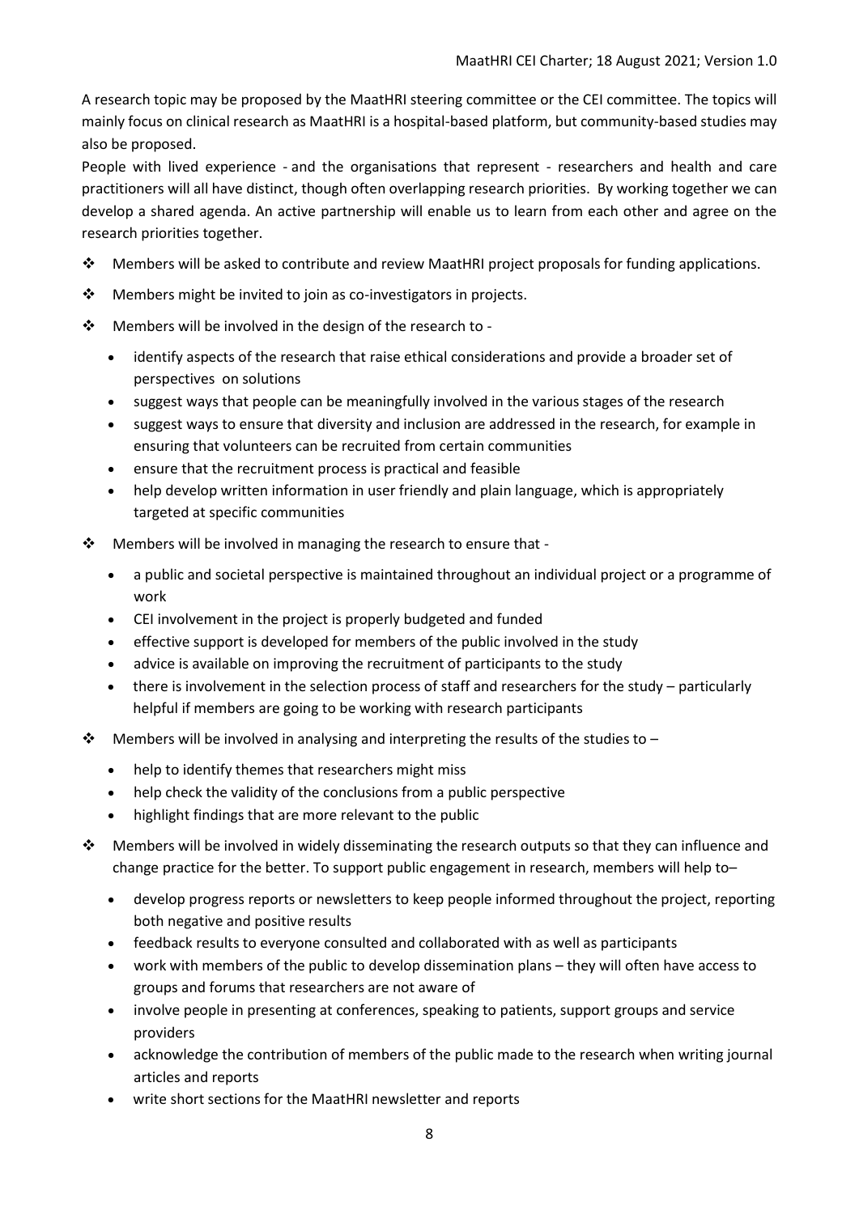A research topic may be proposed by the MaatHRI steering committee or the CEI committee. The topics will mainly focus on clinical research as MaatHRI is a hospital-based platform, but community-based studies may also be proposed.

People with lived experience - and the organisations that represent - researchers and health and care practitioners will all have distinct, though often overlapping research priorities. By working together we can develop a shared agenda. An active partnership will enable us to learn from each other and agree on the research priorities together.

- Members will be asked to contribute and review MaatHRI project proposals for funding applications.
- Members might be invited to join as co-investigators in projects.
- Members will be involved in the design of the research to -
  - identify aspects of the research that raise ethical considerations and provide a broader set of perspectives on solutions
  - suggest ways that people can be meaningfully involved in the various stages of the research
  - suggest ways to ensure that diversity and inclusion are addressed in the research, for example in ensuring that volunteers can be recruited from certain communities
  - ensure that the recruitment process is practical and feasible
  - help develop written information in user friendly and plain language, which is appropriately targeted at specific communities
- Members will be involved in managing the research to ensure that -
  - a public and societal perspective is maintained throughout an individual project or a programme of work
  - CEI involvement in the project is properly budgeted and funded
  - effective support is developed for members of the public involved in the study
  - advice is available on improving the recruitment of participants to the study
  - there is involvement in the selection process of staff and researchers for the study – particularly helpful if members are going to be working with research participants
- Members will be involved in analysing and interpreting the results of the studies to –
  - help to identify themes that researchers might miss
  - help check the validity of the conclusions from a public perspective
  - highlight findings that are more relevant to the public
- Members will be involved in widely disseminating the research outputs so that they can influence and change practice for the better. To support public engagement in research, members will help to–
  - develop progress reports or newsletters to keep people informed throughout the project, reporting both negative and positive results
  - feedback results to everyone consulted and collaborated with as well as participants
  - work with members of the public to develop dissemination plans – they will often have access to groups and forums that researchers are not aware of
  - involve people in presenting at conferences, speaking to patients, support groups and service providers
  - acknowledge the contribution of members of the public made to the research when writing journal articles and reports
  - write short sections for the MaatHRI newsletter and reports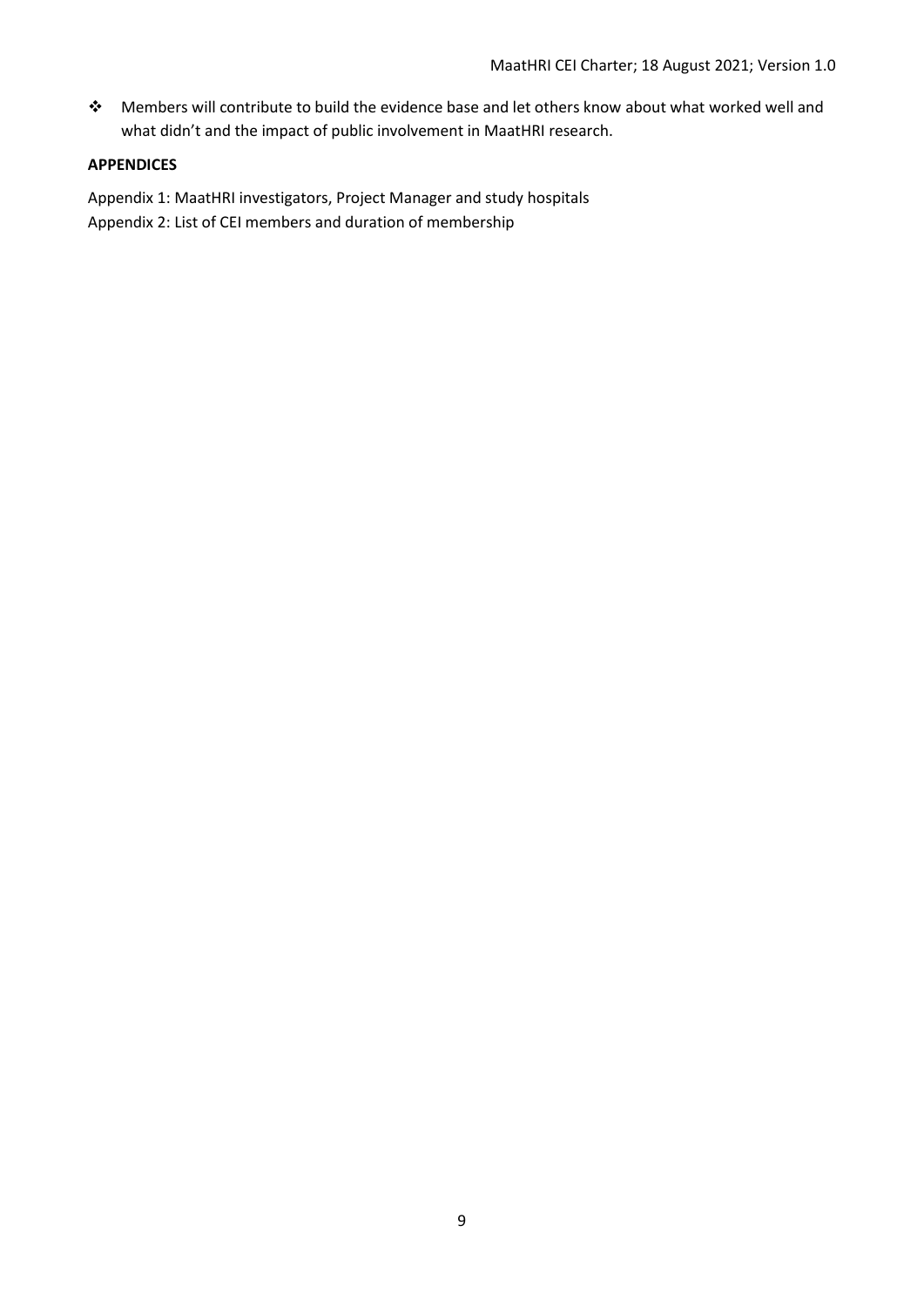- Members will contribute to build the evidence base and let others know about what worked well and what didn't and the impact of public involvement in MaatHRI research.

**APPENDICES**

Appendix 1: MaatHRI investigators, Project Manager and study hospitals
Appendix 2: List of CEI members and duration of membership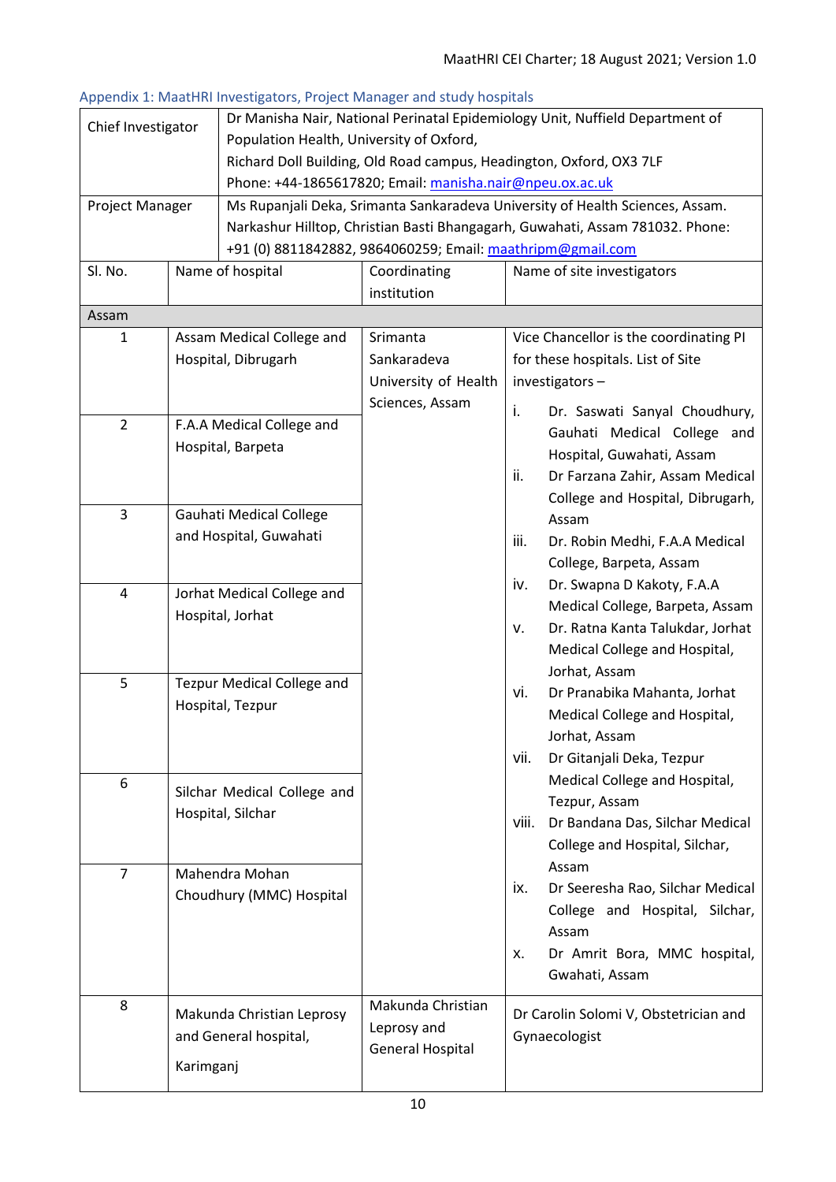### Appendix 1: MaatHRI Investigators, Project Manager and study hospitals

| Chief Investigator | Dr Manisha Nair, National Perinatal Epidemiology Unit, Nuffield Department of Population Health, University of Oxford, Richard Doll Building, Old Road campus, Headington, Oxford, OX3 7LF Phone: +44-1865617820; Email: manisha.nair@npeu.ox.ac.uk | | |
|---|---|---|---|
| Project Manager | Ms Rupanjali Deka, Srimanta Sankaradeva University of Health Sciences, Assam. Narkashur Hilltop, Christian Basti Bhangagarh, Guwahati, Assam 781032. Phone: +91 (0) 8811842882, 9864060259; Email: maathripm@gmail.com | | |
| **Sl. No.** | **Name of hospital** | **Coordinating institution** | **Name of site investigators** |
| **Assam** | | | |
| 1 | Assam Medical College and Hospital, Dibrugarh | Srimanta Sankaradeva University of Health Sciences, Assam | Vice Chancellor is the coordinating PI for these hospitals. List of Site investigators – i. Dr. Saswati Sanyal Choudhury, Gauhati Medical College and Hospital, Guwahati, Assam; ii. Dr Farzana Zahir, Assam Medical College and Hospital, Dibrugarh, Assam; iii. Dr. Robin Medhi, F.A.A Medical College, Barpeta, Assam; iv. Dr. Swapna D Kakoty, F.A.A Medical College, Barpeta, Assam; v. Dr. Ratna Kanta Talukdar, Jorhat Medical College and Hospital, Jorhat, Assam; vi. Dr Pranabika Mahanta, Jorhat Medical College and Hospital, Jorhat, Assam; vii. Dr Gitanjali Deka, Tezpur Medical College and Hospital, Tezpur, Assam; viii. Dr Bandana Das, Silchar Medical College and Hospital, Silchar, Assam; ix. Dr Seeresha Rao, Silchar Medical College and Hospital, Silchar, Assam; x. Dr Amrit Bora, MMC hospital, Gwahati, Assam |
| 2 | F.A.A Medical College and Hospital, Barpeta | | |
| 3 | Gauhati Medical College and Hospital, Guwahati | | |
| 4 | Jorhat Medical College and Hospital, Jorhat | | |
| 5 | Tezpur Medical College and Hospital, Tezpur | | |
| 6 | Silchar Medical College and Hospital, Silchar | | |
| 7 | Mahendra Mohan Choudhury (MMC) Hospital | | |
| 8 | Makunda Christian Leprosy and General hospital, Karimganj | Makunda Christian Leprosy and General Hospital | Dr Carolin Solomi V, Obstetrician and Gynaecologist |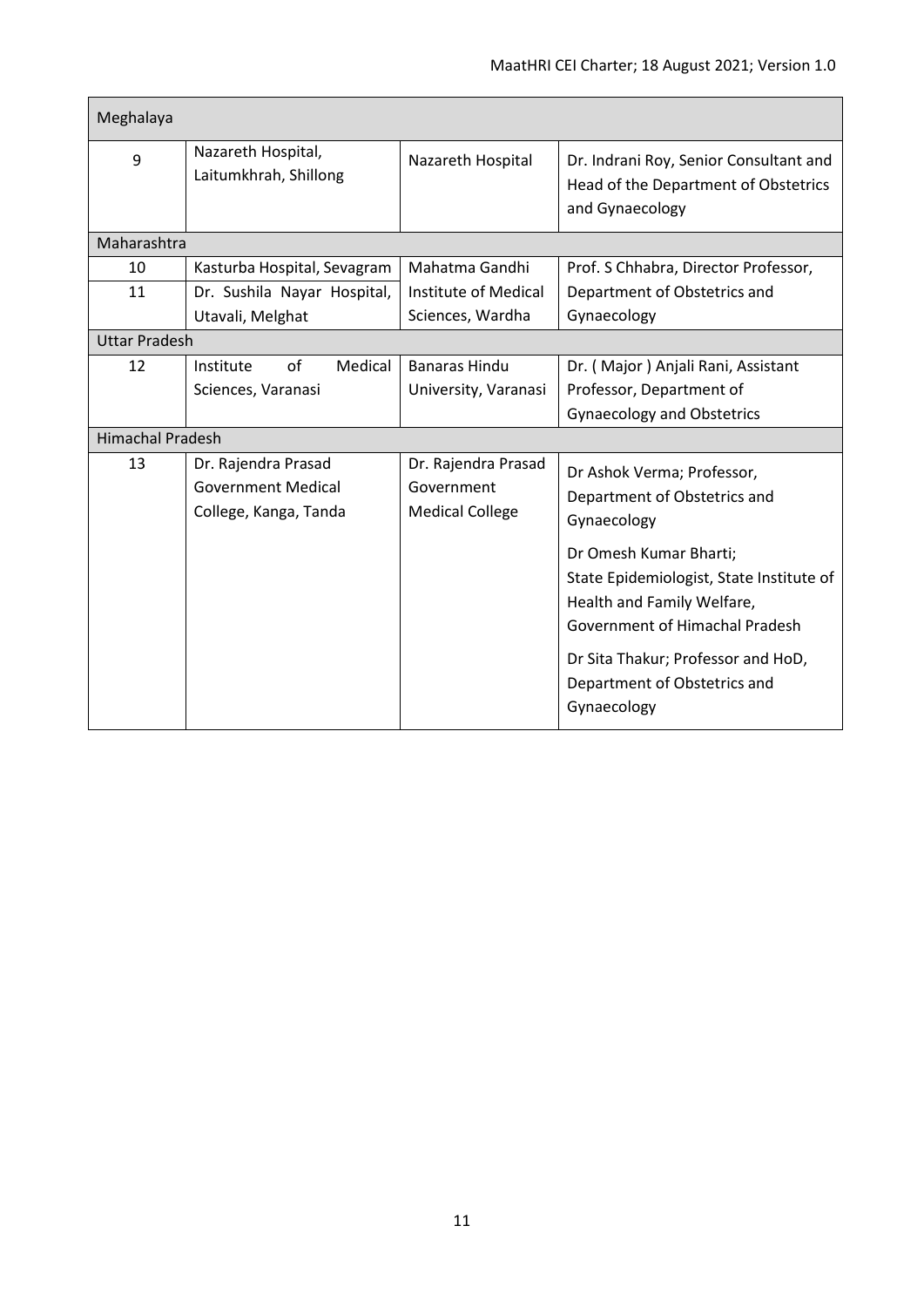| Meghalaya | | | |
|---|---|---|---|
| 9 | Nazareth Hospital, Laitumkhrah, Shillong | Nazareth Hospital | Dr. Indrani Roy, Senior Consultant and Head of the Department of Obstetrics and Gynaecology |
| **Maharashtra** | | | |
| 10 | Kasturba Hospital, Sevagram | Mahatma Gandhi Institute of Medical Sciences, Wardha | Prof. S Chhabra, Director Professor, Department of Obstetrics and Gynaecology |
| 11 | Dr. Sushila Nayar Hospital, Utavali, Melghat | | |
| **Uttar Pradesh** | | | |
| 12 | Institute of Medical Sciences, Varanasi | Banaras Hindu University, Varanasi | Dr. ( Major ) Anjali Rani, Assistant Professor, Department of Gynaecology and Obstetrics |
| **Himachal Pradesh** | | | |
| 13 | Dr. Rajendra Prasad Government Medical College, Kanga, Tanda | Dr. Rajendra Prasad Government Medical College | Dr Ashok Verma; Professor, Department of Obstetrics and Gynaecology<br><br>Dr Omesh Kumar Bharti; State Epidemiologist, State Institute of Health and Family Welfare, Government of Himachal Pradesh<br><br>Dr Sita Thakur; Professor and HoD, Department of Obstetrics and Gynaecology |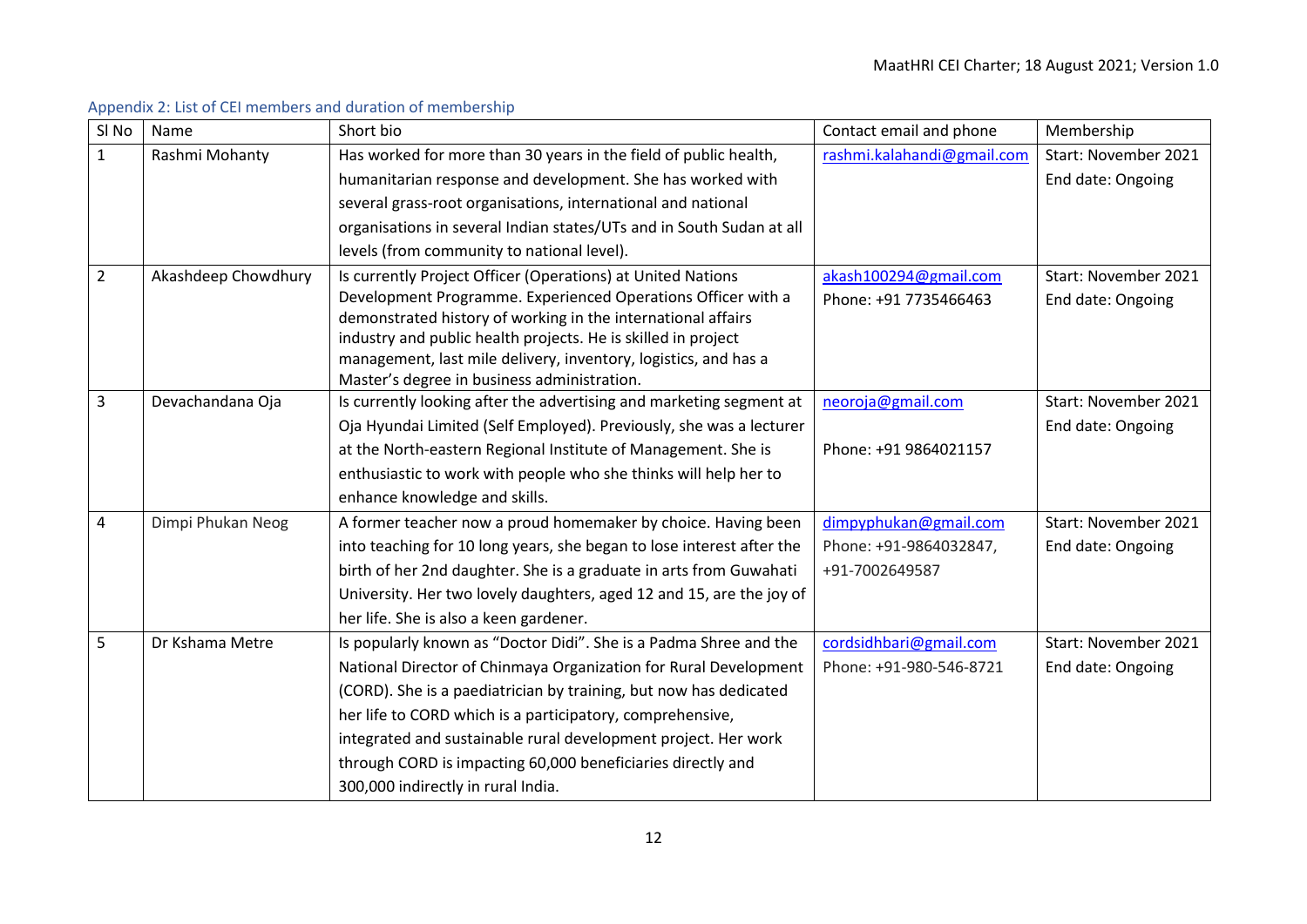### Appendix 2: List of CEI members and duration of membership

| Sl No | Name | Short bio | Contact email and phone | Membership |
|---|---|---|---|---|
| 1 | Rashmi Mohanty | Has worked for more than 30 years in the field of public health, humanitarian response and development. She has worked with several grass-root organisations, international and national organisations in several Indian states/UTs and in South Sudan at all levels (from community to national level). | rashmi.kalahandi@gmail.com | Start: November 2021<br>End date: Ongoing |
| 2 | Akashdeep Chowdhury | Is currently Project Officer (Operations) at United Nations Development Programme. Experienced Operations Officer with a demonstrated history of working in the international affairs industry and public health projects. He is skilled in project management, last mile delivery, inventory, logistics, and has a Master's degree in business administration. | akash100294@gmail.com<br>Phone: +91 7735466463 | Start: November 2021<br>End date: Ongoing |
| 3 | Devachandana Oja | Is currently looking after the advertising and marketing segment at Oja Hyundai Limited (Self Employed). Previously, she was a lecturer at the North-eastern Regional Institute of Management. She is enthusiastic to work with people who she thinks will help her to enhance knowledge and skills. | neoroja@gmail.com<br><br>Phone: +91 9864021157 | Start: November 2021<br>End date: Ongoing |
| 4 | Dimpi Phukan Neog | A former teacher now a proud homemaker by choice. Having been into teaching for 10 long years, she began to lose interest after the birth of her 2nd daughter. She is a graduate in arts from Guwahati University. Her two lovely daughters, aged 12 and 15, are the joy of her life. She is also a keen gardener. | dimpyphukan@gmail.com<br>Phone: +91-9864032847,<br>+91-7002649587 | Start: November 2021<br>End date: Ongoing |
| 5 | Dr Kshama Metre | Is popularly known as "Doctor Didi". She is a Padma Shree and the National Director of Chinmaya Organization for Rural Development (CORD). She is a paediatrician by training, but now has dedicated her life to CORD which is a participatory, comprehensive, integrated and sustainable rural development project. Her work through CORD is impacting 60,000 beneficiaries directly and 300,000 indirectly in rural India. | cordsidhbari@gmail.com<br>Phone: +91-980-546-8721 | Start: November 2021<br>End date: Ongoing |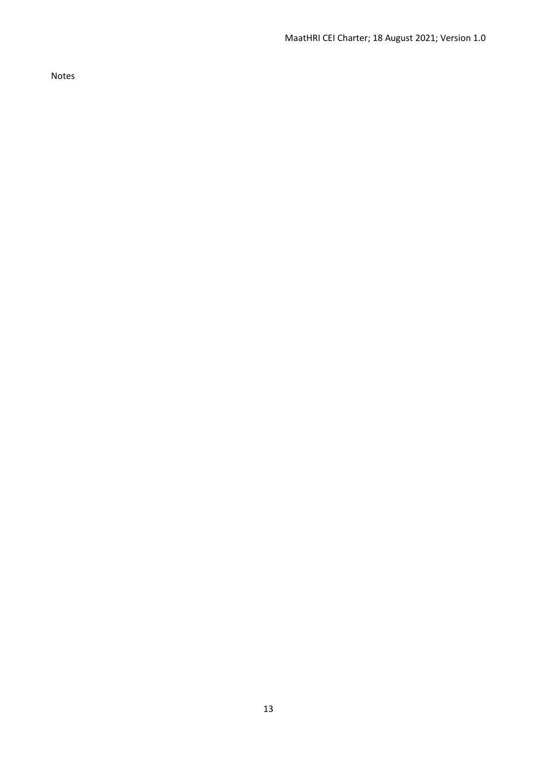Notes